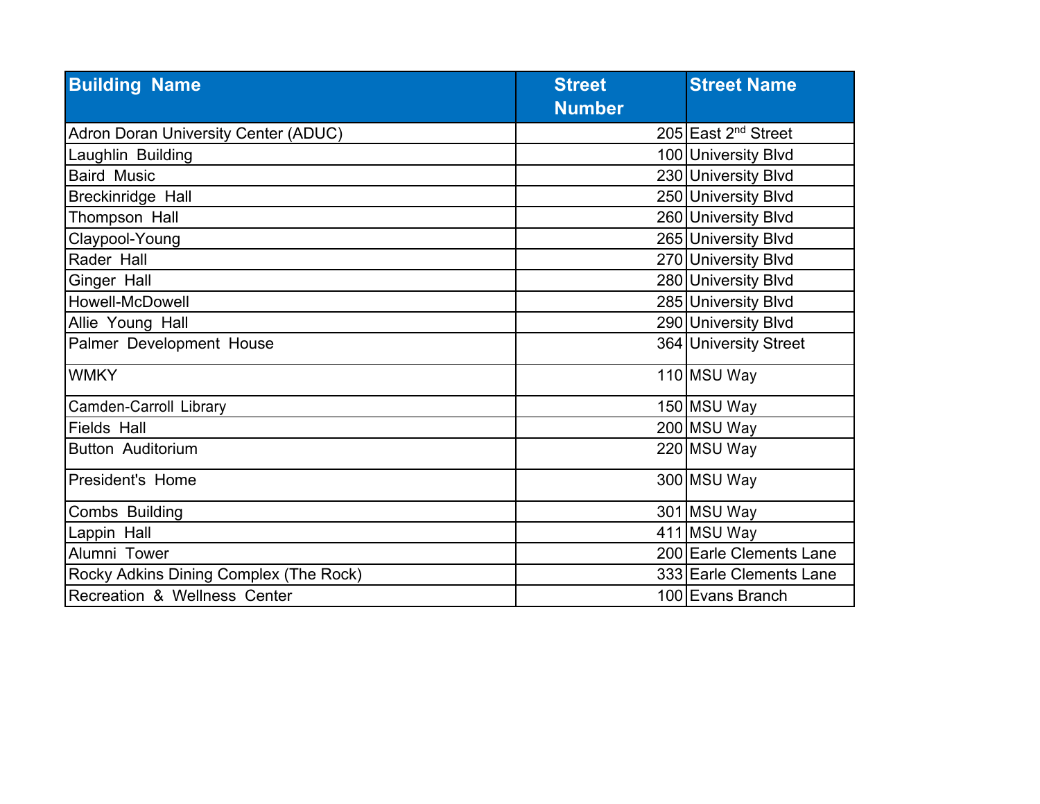| Building Name | Street Number | Street Name |
|---|---|---|
| Adron Doran University Center (ADUC) | 205 | East 2nd Street |
| Laughlin Building | 100 | University Blvd |
| Baird Music | 230 | University Blvd |
| Breckinridge Hall | 250 | University Blvd |
| Thompson Hall | 260 | University Blvd |
| Claypool-Young | 265 | University Blvd |
| Rader Hall | 270 | University Blvd |
| Ginger Hall | 280 | University Blvd |
| Howell-McDowell | 285 | University Blvd |
| Allie Young Hall | 290 | University Blvd |
| Palmer Development House | 364 | University Street |
| WMKY | 110 | MSU Way |
| Camden-Carroll Library | 150 | MSU Way |
| Fields Hall | 200 | MSU Way |
| Button Auditorium | 220 | MSU Way |
| President's Home | 300 | MSU Way |
| Combs Building | 301 | MSU Way |
| Lappin Hall | 411 | MSU Way |
| Alumni Tower | 200 | Earle Clements Lane |
| Rocky Adkins Dining Complex (The Rock) | 333 | Earle Clements Lane |
| Recreation & Wellness Center | 100 | Evans Branch |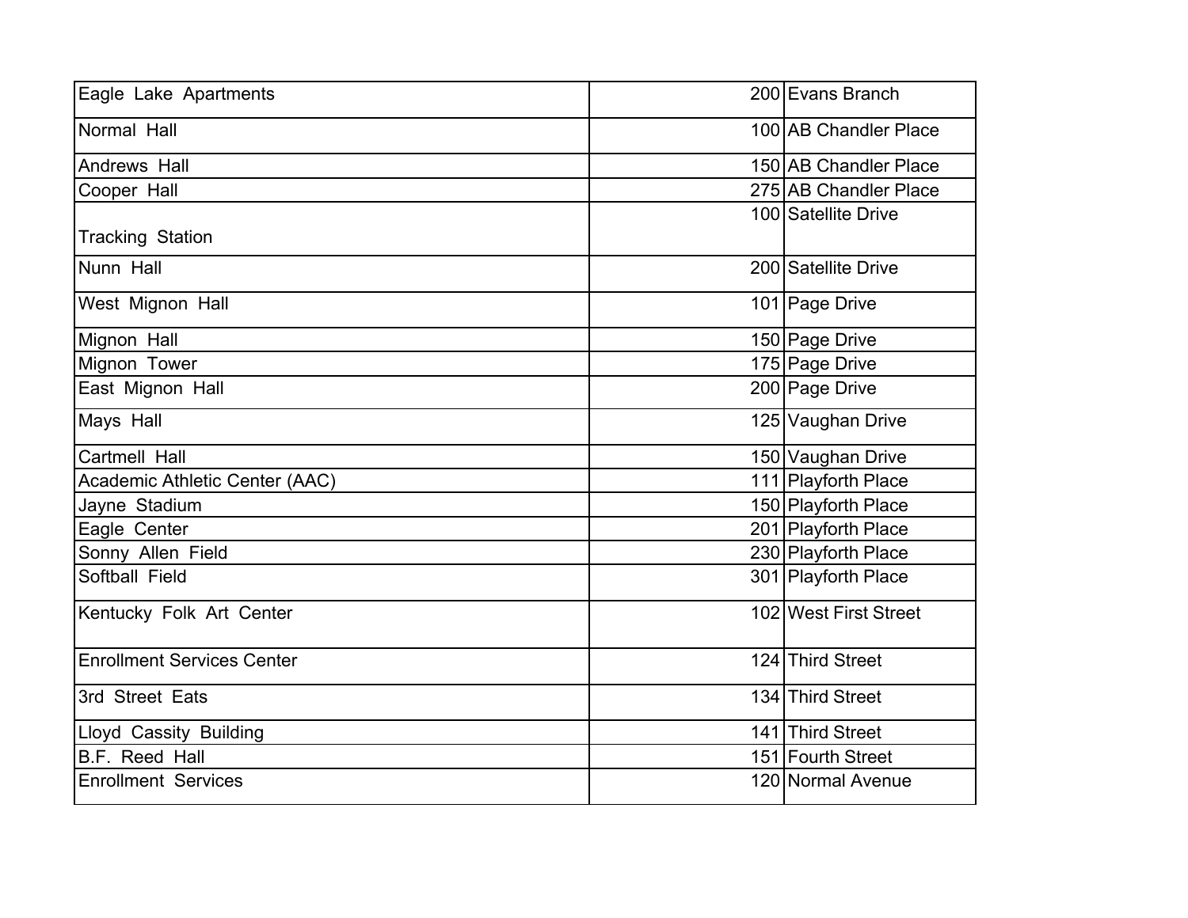| | | |
|---|---|---|
| Eagle Lake Apartments | 200 | Evans Branch |
| Normal Hall | 100 | AB Chandler Place |
| Andrews Hall | 150 | AB Chandler Place |
| Cooper Hall | 275 | AB Chandler Place |
| Tracking Station | 100 | Satellite Drive |
| Nunn Hall | 200 | Satellite Drive |
| West Mignon Hall | 101 | Page Drive |
| Mignon Hall | 150 | Page Drive |
| Mignon Tower | 175 | Page Drive |
| East Mignon Hall | 200 | Page Drive |
| Mays Hall | 125 | Vaughan Drive |
| Cartmell Hall | 150 | Vaughan Drive |
| Academic Athletic Center (AAC) | 111 | Playforth Place |
| Jayne Stadium | 150 | Playforth Place |
| Eagle Center | 201 | Playforth Place |
| Sonny Allen Field | 230 | Playforth Place |
| Softball Field | 301 | Playforth Place |
| Kentucky Folk Art Center | 102 | West First Street |
| Enrollment Services Center | 124 | Third Street |
| 3rd Street Eats | 134 | Third Street |
| Lloyd Cassity Building | 141 | Third Street |
| B.F. Reed Hall | 151 | Fourth Street |
| Enrollment Services | 120 | Normal Avenue |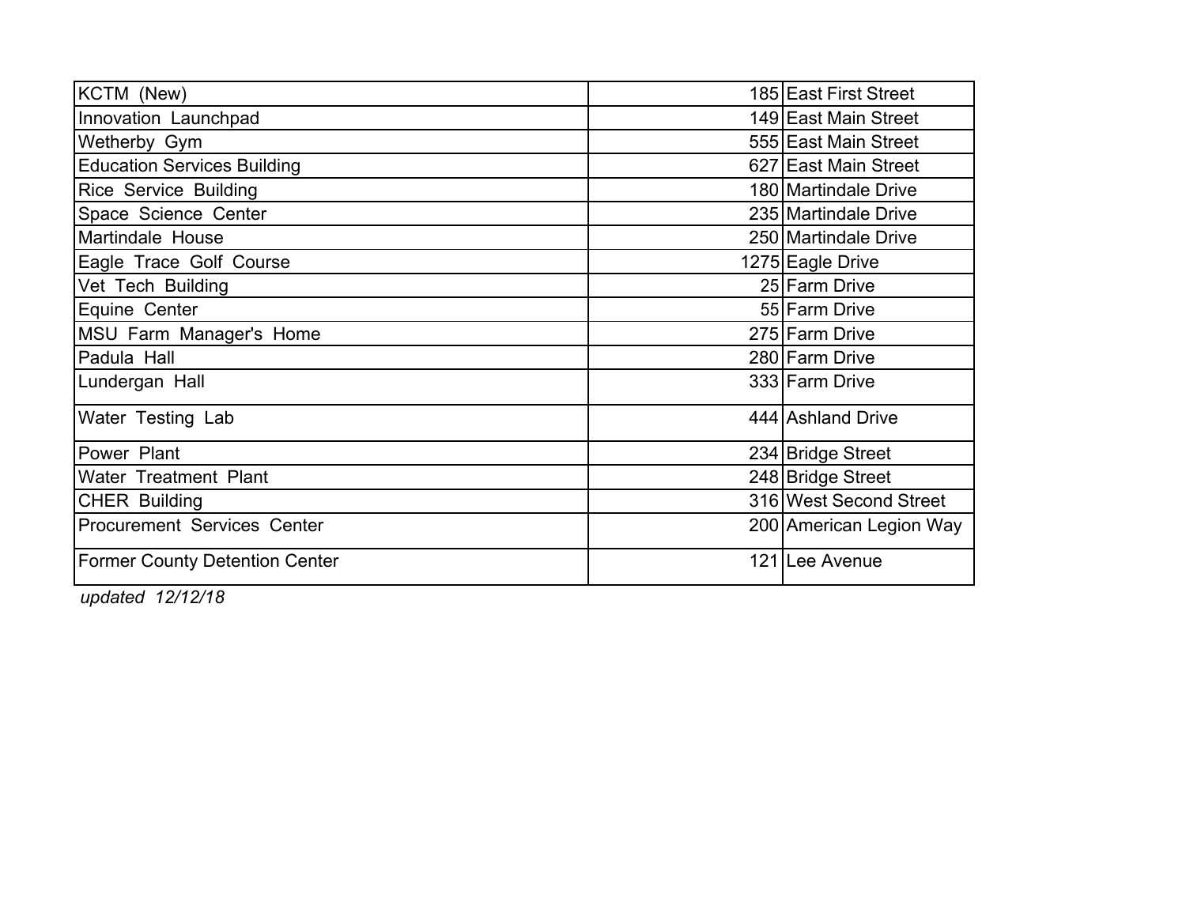| | | |
|---|---|---|
| KCTM (New) | 185 | East First Street |
| Innovation Launchpad | 149 | East Main Street |
| Wetherby Gym | 555 | East Main Street |
| Education Services Building | 627 | East Main Street |
| Rice Service Building | 180 | Martindale Drive |
| Space Science Center | 235 | Martindale Drive |
| Martindale House | 250 | Martindale Drive |
| Eagle Trace Golf Course | 1275 | Eagle Drive |
| Vet Tech Building | 25 | Farm Drive |
| Equine Center | 55 | Farm Drive |
| MSU Farm Manager's Home | 275 | Farm Drive |
| Padula Hall | 280 | Farm Drive |
| Lundergan Hall | 333 | Farm Drive |
| Water Testing Lab | 444 | Ashland Drive |
| Power Plant | 234 | Bridge Street |
| Water Treatment Plant | 248 | Bridge Street |
| CHER Building | 316 | West Second Street |
| Procurement Services Center | 200 | American Legion Way |
| Former County Detention Center | 121 | Lee Avenue |

*updated 12/12/18*